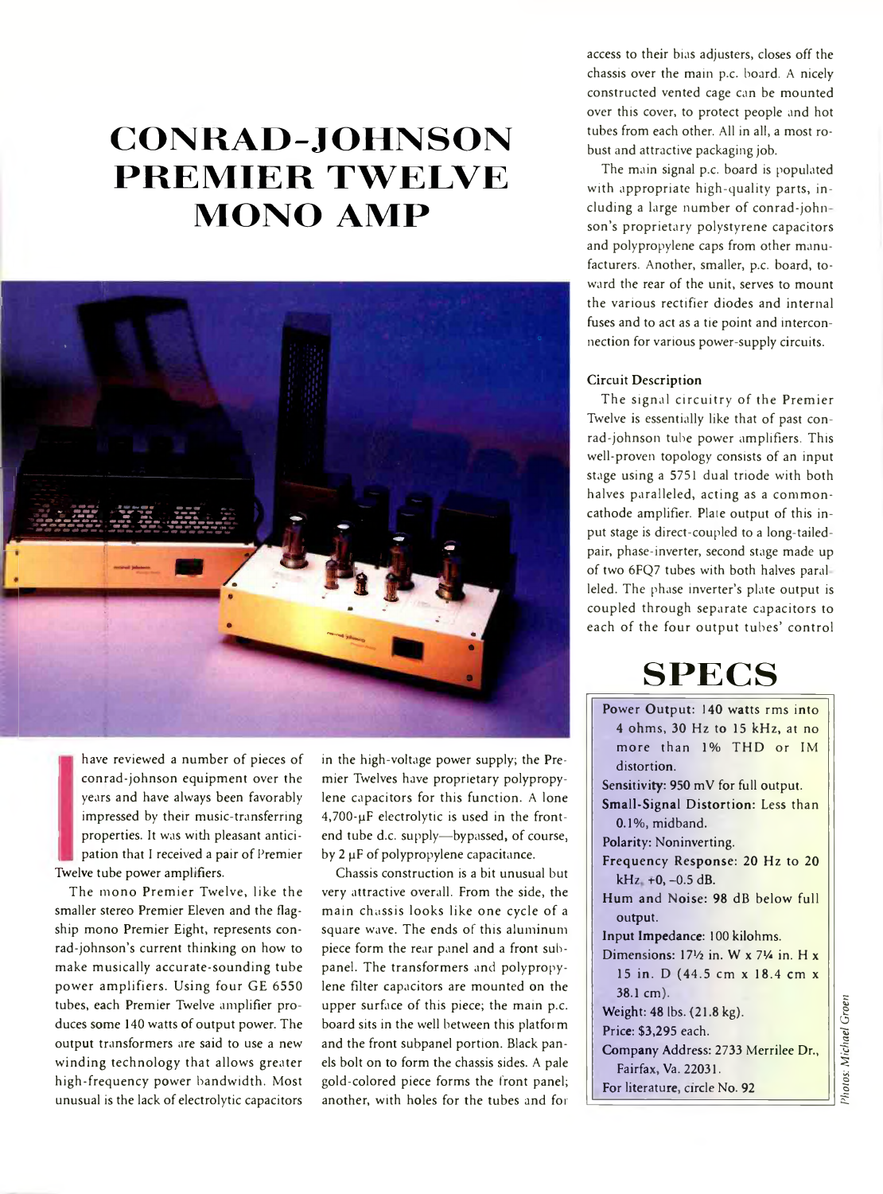# CONRAD-JOHNSON PREMIER TWELVE MONO AMP

I have reviewed a number of pieces of conrad-johnson equipment over the years and have always been favorably impressed by their music-transferring properties. It was with pleasant anticipation that I received a pair of Premier Twelve tube power amplifiers.

The mono Premier Twelve, like the smaller stereo Premier Eleven and the flagship mono Premier Eight, represents conrad-johnson's current thinking on how to make musically accurate-sounding tube power amplifiers. Using four GE 6550 tubes, each Premier Twelve amplifier produces some 140 watts of output power. The output transformers are said to use a new winding technology that allows greater high-frequency power bandwidth. Most unusual is the lack of electrolytic capacitors in the high-voltage power supply; the Premier Twelves have proprietary polypropylene capacitors for this function. A lone 4,700-µF electrolytic is used in the front-end tube d.c. supply—bypassed, of course, by 2 µF of polypropylene capacitance.

Chassis construction is a bit unusual but very attractive overall. From the side, the main chassis looks like one cycle of a square wave. The ends of this aluminum piece form the rear panel and a front subpanel. The transformers and polypropylene filter capacitors are mounted on the upper surface of this piece; the main p.c. board sits in the well between this platform and the front subpanel portion. Black panels bolt on to form the chassis sides. A pale gold-colored piece forms the front panel; another, with holes for the tubes and for access to their bias adjusters, closes off the chassis over the main p.c. board. A nicely constructed vented cage can be mounted over this cover, to protect people and hot tubes from each other. All in all, a most robust and attractive packaging job.

The main signal p.c. board is populated with appropriate high-quality parts, including a large number of conrad-johnson's proprietary polystyrene capacitors and polypropylene caps from other manufacturers. Another, smaller, p.c. board, toward the rear of the unit, serves to mount the various rectifier diodes and internal fuses and to act as a tie point and interconnection for various power-supply circuits.

### Circuit Description

The signal circuitry of the Premier Twelve is essentially like that of past conrad-johnson tube power amplifiers. This well-proven topology consists of an input stage using a 5751 dual triode with both halves paralleled, acting as a common-cathode amplifier. Plate output of this input stage is direct-coupled to a long-tailed-pair, phase-inverter, second stage made up of two 6FQ7 tubes with both halves paralleled. The phase inverter's plate output is coupled through separate capacitors to each of the four output tubes' control

## SPECS

**Power Output:** 140 watts rms into 4 ohms, 30 Hz to 15 kHz, at no more than 1% THD or IM distortion.

**Sensitivity:** 950 mV for full output.

**Small-Signal Distortion:** Less than 0.1%, midband.

**Polarity:** Noninverting.

**Frequency Response:** 20 Hz to 20 kHz, +0, –0.5 dB.

**Hum and Noise:** 98 dB below full output.

**Input Impedance:** 100 kilohms.

**Dimensions:** 17½ in. W x 7¼ in. H x 15 in. D (44.5 cm x 18.4 cm x 38.1 cm).

**Weight:** 48 lbs. (21.8 kg).

**Price:** $3,295 each.

**Company Address:** 2733 Merrilee Dr., Fairfax, Va. 22031.

For literature, circle No. 92

*Photos: Michael Groen*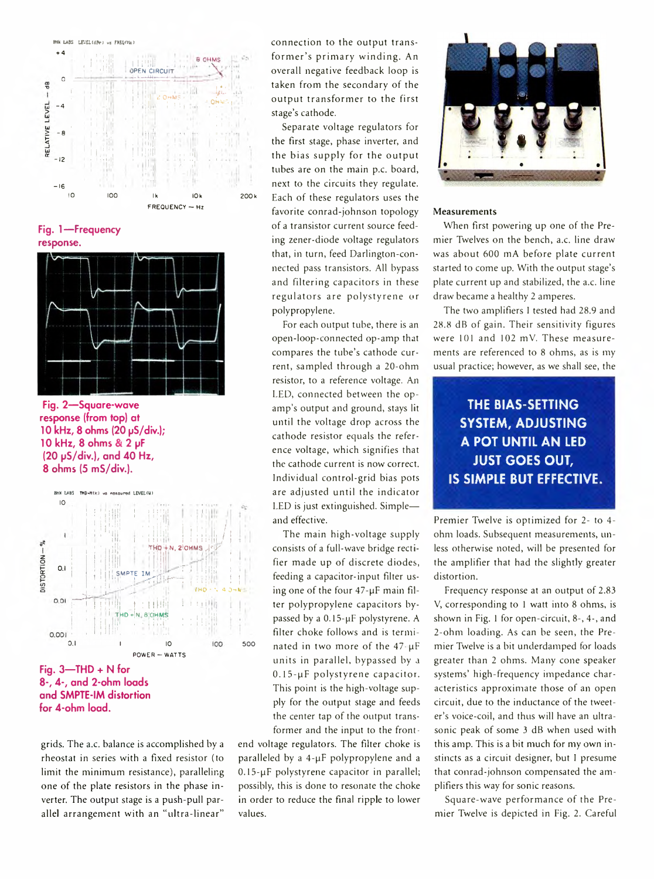Fig. 1—Frequency response.

Fig. 2—Square-wave response (from top) at 10 kHz, 8 ohms (20 μS/div.); 10 kHz, 8 ohms & 2 μF (20 μS/div.), and 40 Hz, 8 ohms (5 mS/div.).

Fig. 3—THD + N for 8-, 4-, and 2-ohm loads and SMPTE-IM distortion for 4-ohm load.

grids. The a.c. balance is accomplished by a rheostat in series with a fixed resistor (to limit the minimum resistance), paralleling one of the plate resistors in the phase inverter. The output stage is a push-pull parallel arrangement with an "ultra-linear" connection to the output transformer's primary winding. An overall negative feedback loop is taken from the secondary of the output transformer to the first stage's cathode.

Separate voltage regulators for the first stage, phase inverter, and the bias supply for the output tubes are on the main p.c. board, next to the circuits they regulate. Each of these regulators uses the favorite conrad-johnson topology of a transistor current source feeding zener-diode voltage regulators that, in turn, feed Darlington-connected pass transistors. All bypass and filtering capacitors in these regulators are polystyrene or polypropylene.

For each output tube, there is an open-loop-connected op-amp that compares the tube's cathode current, sampled through a 20-ohm resistor, to a reference voltage. An LED, connected between the op-amp's output and ground, stays lit until the voltage drop across the cathode resistor equals the reference voltage, which signifies that the cathode current is now correct. Individual control-grid bias pots are adjusted until the indicator LED is just extinguished. Simple—and effective.

The main high-voltage supply consists of a full-wave bridge rectifier made up of discrete diodes, feeding a capacitor-input filter using one of the four 47-μF main filter polypropylene capacitors bypassed by a 0.15-μF polystyrene. A filter choke follows and is terminated in two more of the 47-μF units in parallel, bypassed by a 0.15-μF polystyrene capacitor. This point is the high-voltage supply for the output stage and feeds the center tap of the output transformer and the input to the front-end voltage regulators. The filter choke is paralleled by a 4-μF polypropylene and a 0.15-μF polystyrene capacitor in parallel; possibly, this is done to resonate the choke in order to reduce the final ripple to lower values.

**THE BIAS-SETTING SYSTEM, ADJUSTING A POT UNTIL AN LED JUST GOES OUT, IS SIMPLE BUT EFFECTIVE.**

## Measurements

When first powering up one of the Premier Twelves on the bench, a.c. line draw was about 600 mA before plate current started to come up. With the output stage's plate current up and stabilized, the a.c. line draw became a healthy 2 amperes.

The two amplifiers I tested had 28.9 and 28.8 dB of gain. Their sensitivity figures were 101 and 102 mV. These measurements are referenced to 8 ohms, as is my usual practice; however, as we shall see, the Premier Twelve is optimized for 2- to 4-ohm loads. Subsequent measurements, unless otherwise noted, will be presented for the amplifier that had the slightly greater distortion.

Frequency response at an output of 2.83 V, corresponding to 1 watt into 8 ohms, is shown in Fig. 1 for open-circuit, 8-, 4-, and 2-ohm loading. As can be seen, the Premier Twelve is a bit underdamped for loads greater than 2 ohms. Many cone speaker systems' high-frequency impedance characteristics approximate those of an open circuit, due to the inductance of the tweeter's voice-coil, and thus will have an ultrasonic peak of some 3 dB when used with this amp. This is a bit much for my own instincts as a circuit designer, but I presume that conrad-johnson compensated the amplifiers this way for sonic reasons.

Square-wave performance of the Premier Twelve is depicted in Fig. 2. Careful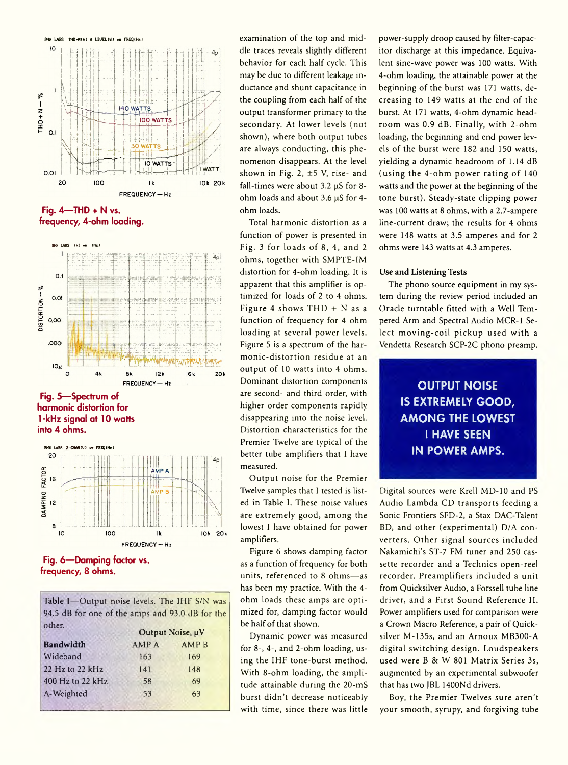Fig. 4—THD + N vs. frequency, 4-ohm loading.

Fig. 5—Spectrum of harmonic distortion for 1-kHz signal at 10 watts into 4 ohms.

Fig. 6—Damping factor vs. frequency, 8 ohms.

Table I—Output noise levels. The IHF S/N was 94.5 dB for one of the amps and 93.0 dB for the other.

| | Output Noise, μV | |
|---|---|---|
| **Bandwidth** | AMP A | AMP B |
| Wideband | 163 | 169 |
| 22 Hz to 22 kHz | 141 | 148 |
| 400 Hz to 22 kHz | 58 | 69 |
| A-Weighted | 53 | 63 |

examination of the top and middle traces reveals slightly different behavior for each half cycle. This may be due to different leakage inductance and shunt capacitance in the coupling from each half of the output transformer primary to the secondary. At lower levels (not shown), where both output tubes are always conducting, this phenomenon disappears. At the level shown in Fig. 2, ±5 V, rise- and fall-times were about 3.2 μS for 8-ohm loads and about 3.6 μS for 4-ohm loads.

Total harmonic distortion as a function of power is presented in Fig. 3 for loads of 8, 4, and 2 ohms, together with SMPTE-IM distortion for 4-ohm loading. It is apparent that this amplifier is optimized for loads of 2 to 4 ohms. Figure 4 shows THD + N as a function of frequency for 4-ohm loading at several power levels. Figure 5 is a spectrum of the harmonic-distortion residue at an output of 10 watts into 4 ohms. Dominant distortion components are second- and third-order, with higher order components rapidly disappearing into the noise level. Distortion characteristics for the Premier Twelve are typical of the better tube amplifiers that I have measured.

Output noise for the Premier Twelve samples that I tested is listed in Table I. These noise values are extremely good, among the lowest I have obtained for power amplifiers.

Figure 6 shows damping factor as a function of frequency for both units, referenced to 8 ohms—as has been my practice. With the 4-ohm loads these amps are optimized for, damping factor would be half of that shown.

Dynamic power was measured for 8-, 4-, and 2-ohm loading, using the IHF tone-burst method. With 8-ohm loading, the amplitude attainable during the 20-mS burst didn't decrease noticeably with time, since there was little power-supply droop caused by filter-capacitor discharge at this impedance. Equivalent sine-wave power was 100 watts. With 4-ohm loading, the attainable power at the beginning of the burst was 171 watts, decreasing to 149 watts at the end of the burst. At 171 watts, 4-ohm dynamic headroom was 0.9 dB. Finally, with 2-ohm loading, the beginning and end power levels of the burst were 182 and 150 watts, yielding a dynamic headroom of 1.14 dB (using the 4-ohm power rating of 140 watts and the power at the beginning of the tone burst). Steady-state clipping power was 100 watts at 8 ohms, with a 2.7-ampere line-current draw; the results for 4 ohms were 148 watts at 3.5 amperes and for 2 ohms were 143 watts at 4.3 amperes.

### Use and Listening Tests

The phono source equipment in my system during the review period included an Oracle turntable fitted with a Well Tempered Arm and Spectral Audio MCR-1 Select moving-coil pickup used with a Vendetta Research SCP-2C phono preamp.

**OUTPUT NOISE IS EXTREMELY GOOD, AMONG THE LOWEST I HAVE SEEN IN POWER AMPS.**

Digital sources were Krell MD-10 and PS Audio Lambda CD transports feeding a Sonic Frontiers SFD-2, a Stax DAC-Talent BD, and other (experimental) D/A converters. Other signal sources included Nakamichi's ST-7 FM tuner and 250 cassette recorder and a Technics open-reel recorder. Preamplifiers included a unit from Quicksilver Audio, a Forssell tube line driver, and a First Sound Reference II. Power amplifiers used for comparison were a Crown Macro Reference, a pair of Quicksilver M-135s, and an Arnoux MB300-A digital switching design. Loudspeakers used were B & W 801 Matrix Series 3s, augmented by an experimental subwoofer that has two JBL 1400Nd drivers.

Boy, the Premier Twelves sure aren't your smooth, syrupy, and forgiving tube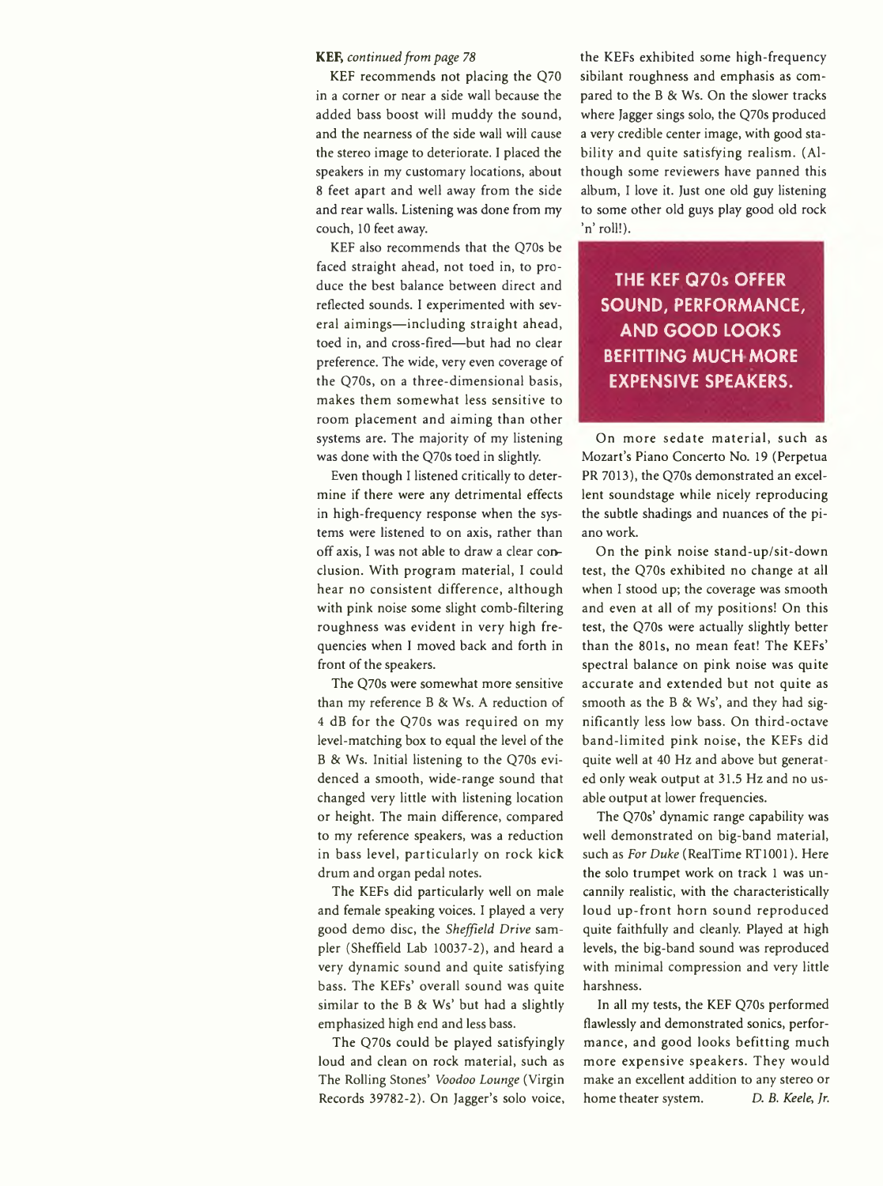**KEF,** *continued from page 78*

KEF recommends not placing the Q70 in a corner or near a side wall because the added bass boost will muddy the sound, and the nearness of the side wall will cause the stereo image to deteriorate. I placed the speakers in my customary locations, about 8 feet apart and well away from the side and rear walls. Listening was done from my couch, 10 feet away.

KEF also recommends that the Q70s be faced straight ahead, not toed in, to produce the best balance between direct and reflected sounds. I experimented with several aimings—including straight ahead, toed in, and cross-fired—but had no clear preference. The wide, very even coverage of the Q70s, on a three-dimensional basis, makes them somewhat less sensitive to room placement and aiming than other systems are. The majority of my listening was done with the Q70s toed in slightly.

Even though I listened critically to determine if there were any detrimental effects in high-frequency response when the systems were listened to on axis, rather than off axis, I was not able to draw a clear conclusion. With program material, I could hear no consistent difference, although with pink noise some slight comb-filtering roughness was evident in very high frequencies when I moved back and forth in front of the speakers.

The Q70s were somewhat more sensitive than my reference B & Ws. A reduction of 4 dB for the Q70s was required on my level-matching box to equal the level of the B & Ws. Initial listening to the Q70s evidenced a smooth, wide-range sound that changed very little with listening location or height. The main difference, compared to my reference speakers, was a reduction in bass level, particularly on rock kick drum and organ pedal notes.

The KEFs did particularly well on male and female speaking voices. I played a very good demo disc, the *Sheffield Drive* sampler (Sheffield Lab 10037-2), and heard a very dynamic sound and quite satisfying bass. The KEFs' overall sound was quite similar to the B & Ws' but had a slightly emphasized high end and less bass.

The Q70s could be played satisfyingly loud and clean on rock material, such as The Rolling Stones' *Voodoo Lounge* (Virgin Records 39782-2). On Jagger's solo voice, the KEFs exhibited some high-frequency sibilant roughness and emphasis as compared to the B & Ws. On the slower tracks where Jagger sings solo, the Q70s produced a very credible center image, with good stability and quite satisfying realism. (Although some reviewers have panned this album, I love it. Just one old guy listening to some other old guys play good old rock 'n' roll!).

**THE KEF Q70s OFFER SOUND, PERFORMANCE, AND GOOD LOOKS BEFITTING MUCH MORE EXPENSIVE SPEAKERS.**

On more sedate material, such as Mozart's Piano Concerto No. 19 (Perpetua PR 7013), the Q70s demonstrated an excellent soundstage while nicely reproducing the subtle shadings and nuances of the piano work.

On the pink noise stand-up/sit-down test, the Q70s exhibited no change at all when I stood up; the coverage was smooth and even at all of my positions! On this test, the Q70s were actually slightly better than the 801s, no mean feat! The KEFs' spectral balance on pink noise was quite accurate and extended but not quite as smooth as the B & Ws', and they had significantly less low bass. On third-octave band-limited pink noise, the KEFs did quite well at 40 Hz and above but generated only weak output at 31.5 Hz and no usable output at lower frequencies.

The Q70s' dynamic range capability was well demonstrated on big-band material, such as *For Duke* (RealTime RT1001). Here the solo trumpet work on track 1 was uncannily realistic, with the characteristically loud up-front horn sound reproduced quite faithfully and cleanly. Played at high levels, the big-band sound was reproduced with minimal compression and very little harshness.

In all my tests, the KEF Q70s performed flawlessly and demonstrated sonics, performance, and good looks befitting much more expensive speakers. They would make an excellent addition to any stereo or home theater system. *D. B. Keele, Jr.*